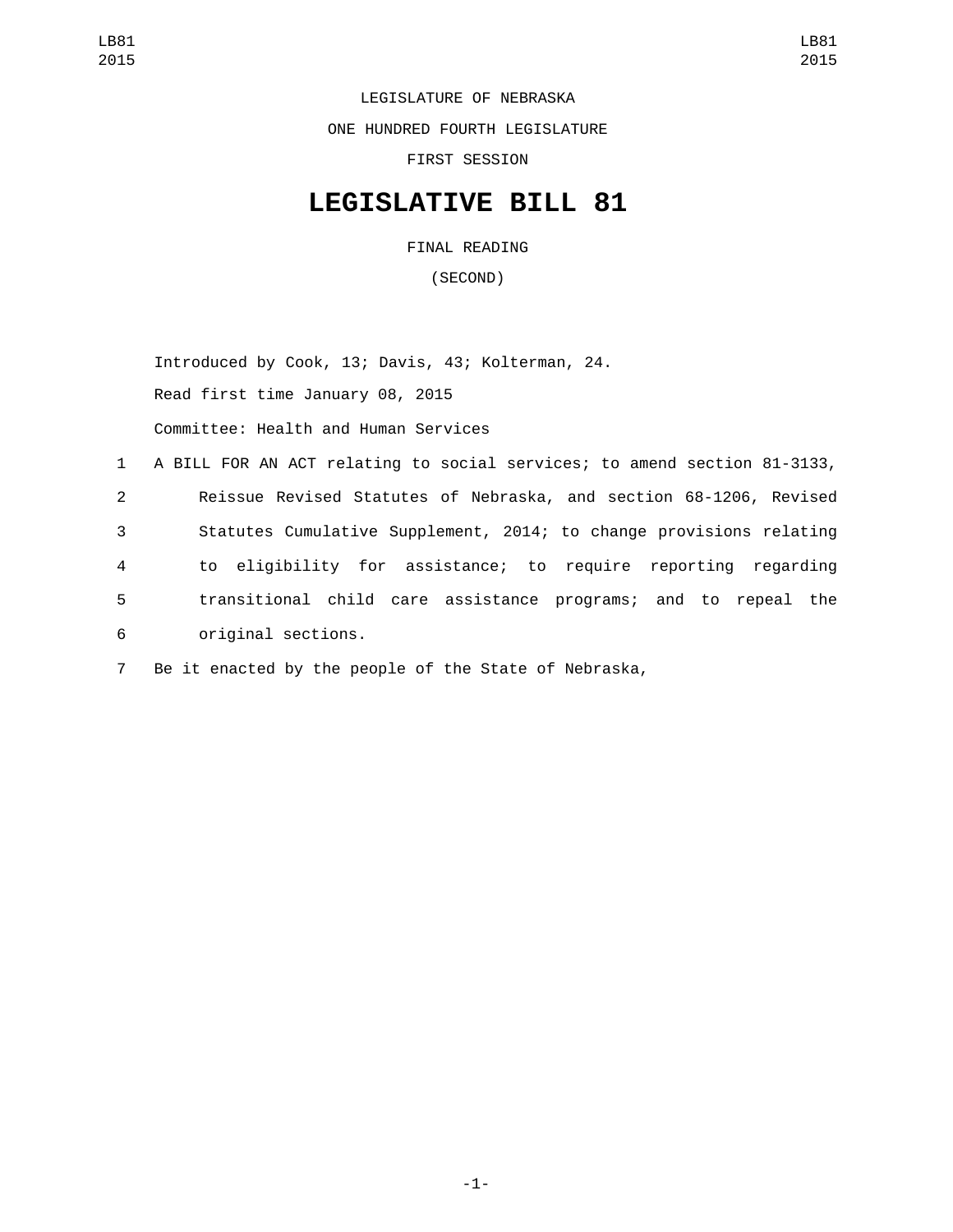LEGISLATURE OF NEBRASKA

ONE HUNDRED FOURTH LEGISLATURE

FIRST SESSION

# LEGISLATIVE BILL 81

FINAL READING

(SECOND)

Introduced by Cook, 13; Davis, 43; Kolterman, 24.

Read first time January 08, 2015

Committee: Health and Human Services

1 A BILL FOR AN ACT relating to social services; to amend section 81-3133,
2 Reissue Revised Statutes of Nebraska, and section 68-1206, Revised
3 Statutes Cumulative Supplement, 2014; to change provisions relating
4 to eligibility for assistance; to require reporting regarding
5 transitional child care assistance programs; and to repeal the
6 original sections.

7 Be it enacted by the people of the State of Nebraska,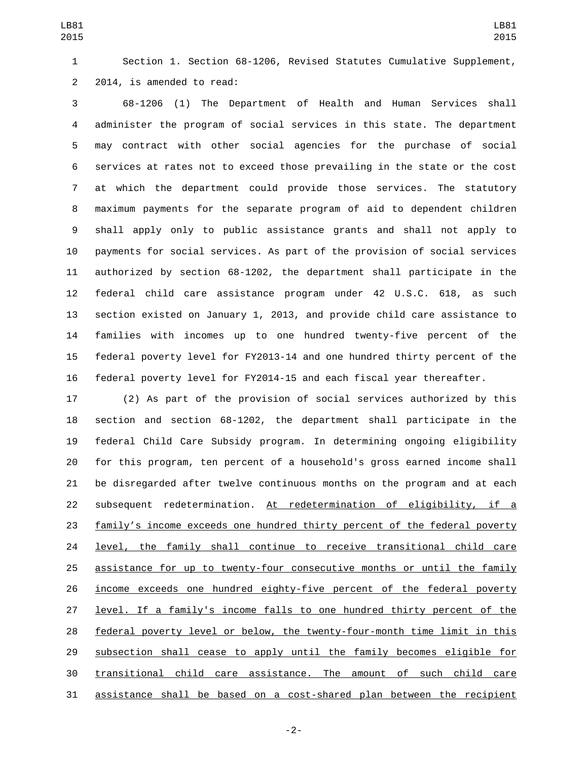Section 1. Section 68-1206, Revised Statutes Cumulative Supplement, 2014, is amended to read:

68-1206 (1) The Department of Health and Human Services shall administer the program of social services in this state. The department may contract with other social agencies for the purchase of social services at rates not to exceed those prevailing in the state or the cost at which the department could provide those services. The statutory maximum payments for the separate program of aid to dependent children shall apply only to public assistance grants and shall not apply to payments for social services. As part of the provision of social services authorized by section 68-1202, the department shall participate in the federal child care assistance program under 42 U.S.C. 618, as such section existed on January 1, 2013, and provide child care assistance to families with incomes up to one hundred twenty-five percent of the federal poverty level for FY2013-14 and one hundred thirty percent of the federal poverty level for FY2014-15 and each fiscal year thereafter.

(2) As part of the provision of social services authorized by this section and section 68-1202, the department shall participate in the federal Child Care Subsidy program. In determining ongoing eligibility for this program, ten percent of a household's gross earned income shall be disregarded after twelve continuous months on the program and at each subsequent redetermination. <u>At redetermination of eligibility, if a family’s income exceeds one hundred thirty percent of the federal poverty level, the family shall continue to receive transitional child care assistance for up to twenty-four consecutive months or until the family income exceeds one hundred eighty-five percent of the federal poverty level. If a family's income falls to one hundred thirty percent of the federal poverty level or below, the twenty-four-month time limit in this subsection shall cease to apply until the family becomes eligible for transitional child care assistance. The amount of such child care assistance shall be based on a cost-shared plan between the recipient</u>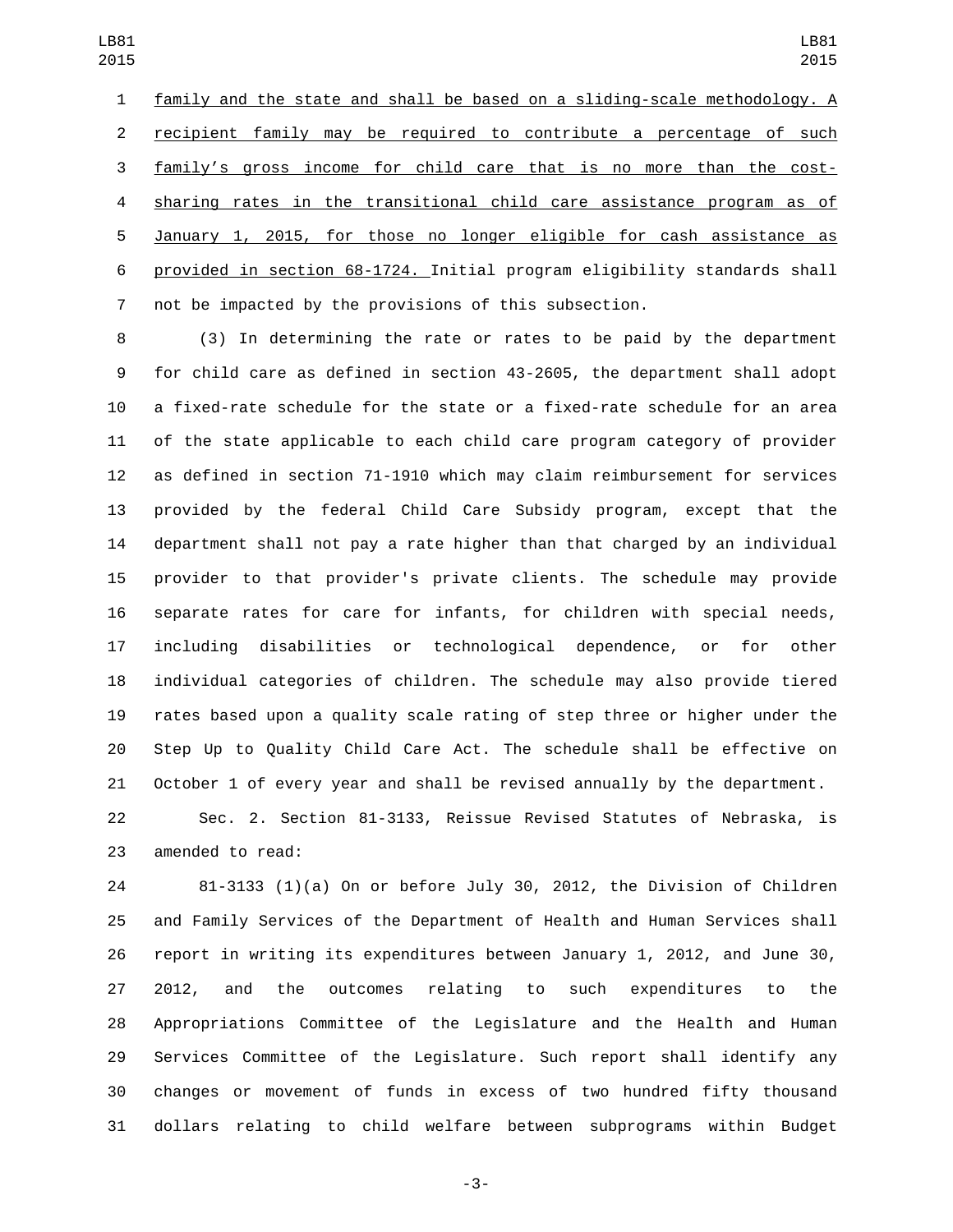family and the state and shall be based on a sliding-scale methodology. A recipient family may be required to contribute a percentage of such family's gross income for child care that is no more than the cost-sharing rates in the transitional child care assistance program as of January 1, 2015, for those no longer eligible for cash assistance as provided in section 68-1724. Initial program eligibility standards shall not be impacted by the provisions of this subsection.

(3) In determining the rate or rates to be paid by the department for child care as defined in section 43-2605, the department shall adopt a fixed-rate schedule for the state or a fixed-rate schedule for an area of the state applicable to each child care program category of provider as defined in section 71-1910 which may claim reimbursement for services provided by the federal Child Care Subsidy program, except that the department shall not pay a rate higher than that charged by an individual provider to that provider's private clients. The schedule may provide separate rates for care for infants, for children with special needs, including disabilities or technological dependence, or for other individual categories of children. The schedule may also provide tiered rates based upon a quality scale rating of step three or higher under the Step Up to Quality Child Care Act. The schedule shall be effective on October 1 of every year and shall be revised annually by the department.

Sec. 2. Section 81-3133, Reissue Revised Statutes of Nebraska, is amended to read:

81-3133 (1)(a) On or before July 30, 2012, the Division of Children and Family Services of the Department of Health and Human Services shall report in writing its expenditures between January 1, 2012, and June 30, 2012, and the outcomes relating to such expenditures to the Appropriations Committee of the Legislature and the Health and Human Services Committee of the Legislature. Such report shall identify any changes or movement of funds in excess of two hundred fifty thousand dollars relating to child welfare between subprograms within Budget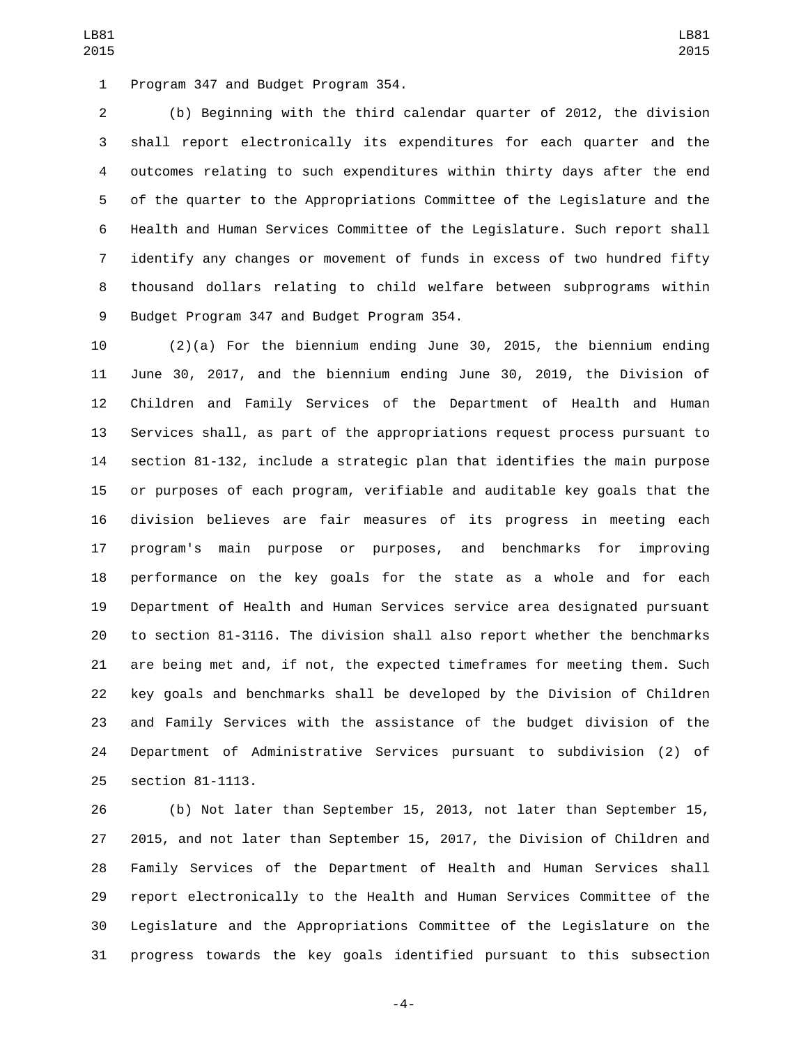Program 347 and Budget Program 354.

(b) Beginning with the third calendar quarter of 2012, the division shall report electronically its expenditures for each quarter and the outcomes relating to such expenditures within thirty days after the end of the quarter to the Appropriations Committee of the Legislature and the Health and Human Services Committee of the Legislature. Such report shall identify any changes or movement of funds in excess of two hundred fifty thousand dollars relating to child welfare between subprograms within Budget Program 347 and Budget Program 354.

(2)(a) For the biennium ending June 30, 2015, the biennium ending June 30, 2017, and the biennium ending June 30, 2019, the Division of Children and Family Services of the Department of Health and Human Services shall, as part of the appropriations request process pursuant to section 81-132, include a strategic plan that identifies the main purpose or purposes of each program, verifiable and auditable key goals that the division believes are fair measures of its progress in meeting each program's main purpose or purposes, and benchmarks for improving performance on the key goals for the state as a whole and for each Department of Health and Human Services service area designated pursuant to section 81-3116. The division shall also report whether the benchmarks are being met and, if not, the expected timeframes for meeting them. Such key goals and benchmarks shall be developed by the Division of Children and Family Services with the assistance of the budget division of the Department of Administrative Services pursuant to subdivision (2) of section 81-1113.

(b) Not later than September 15, 2013, not later than September 15, 2015, and not later than September 15, 2017, the Division of Children and Family Services of the Department of Health and Human Services shall report electronically to the Health and Human Services Committee of the Legislature and the Appropriations Committee of the Legislature on the progress towards the key goals identified pursuant to this subsection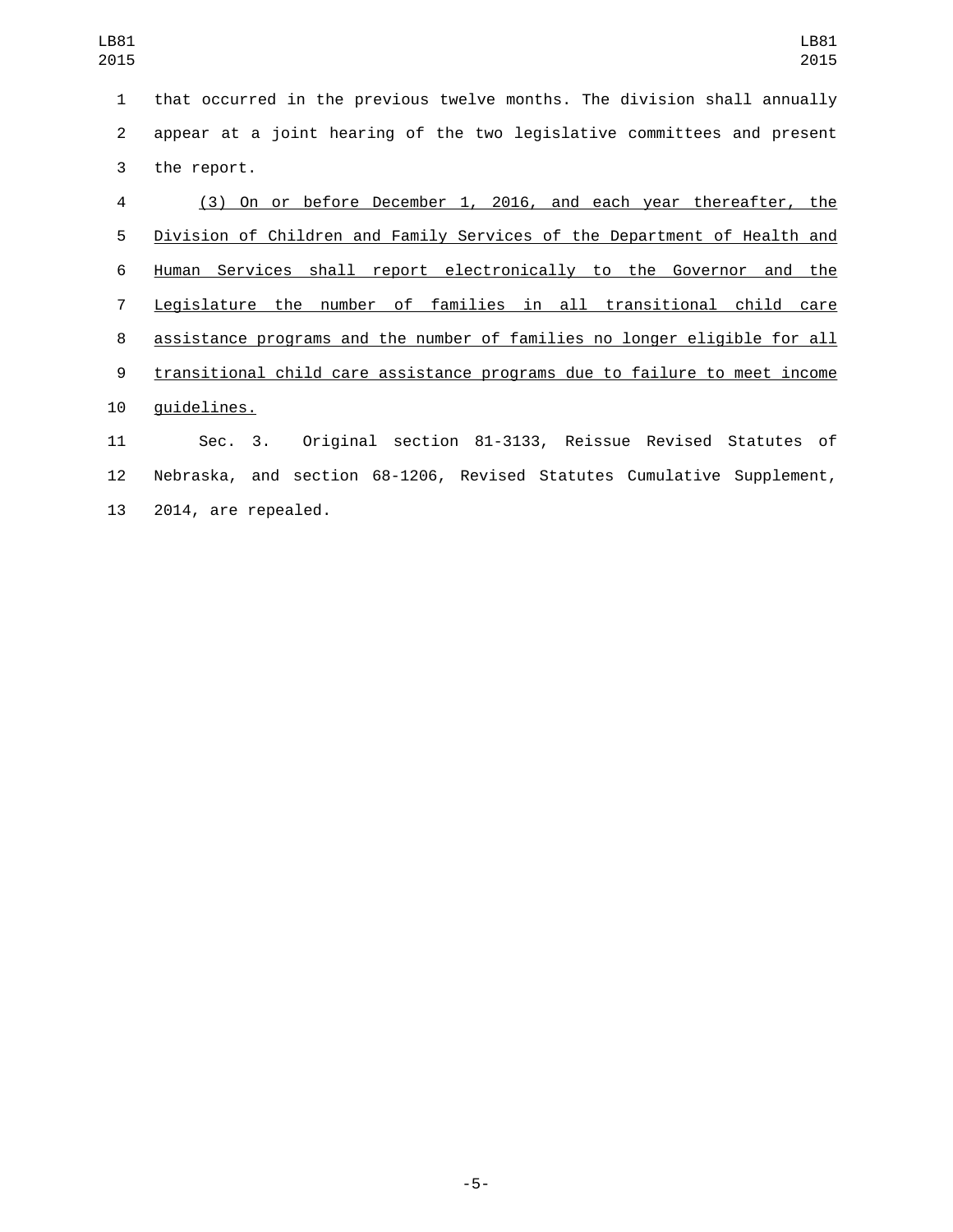that occurred in the previous twelve months. The division shall annually appear at a joint hearing of the two legislative committees and present the report.

(3) On or before December 1, 2016, and each year thereafter, the Division of Children and Family Services of the Department of Health and Human Services shall report electronically to the Governor and the Legislature the number of families in all transitional child care assistance programs and the number of families no longer eligible for all transitional child care assistance programs due to failure to meet income guidelines.

Sec. 3. Original section 81-3133, Reissue Revised Statutes of Nebraska, and section 68-1206, Revised Statutes Cumulative Supplement, 2014, are repealed.